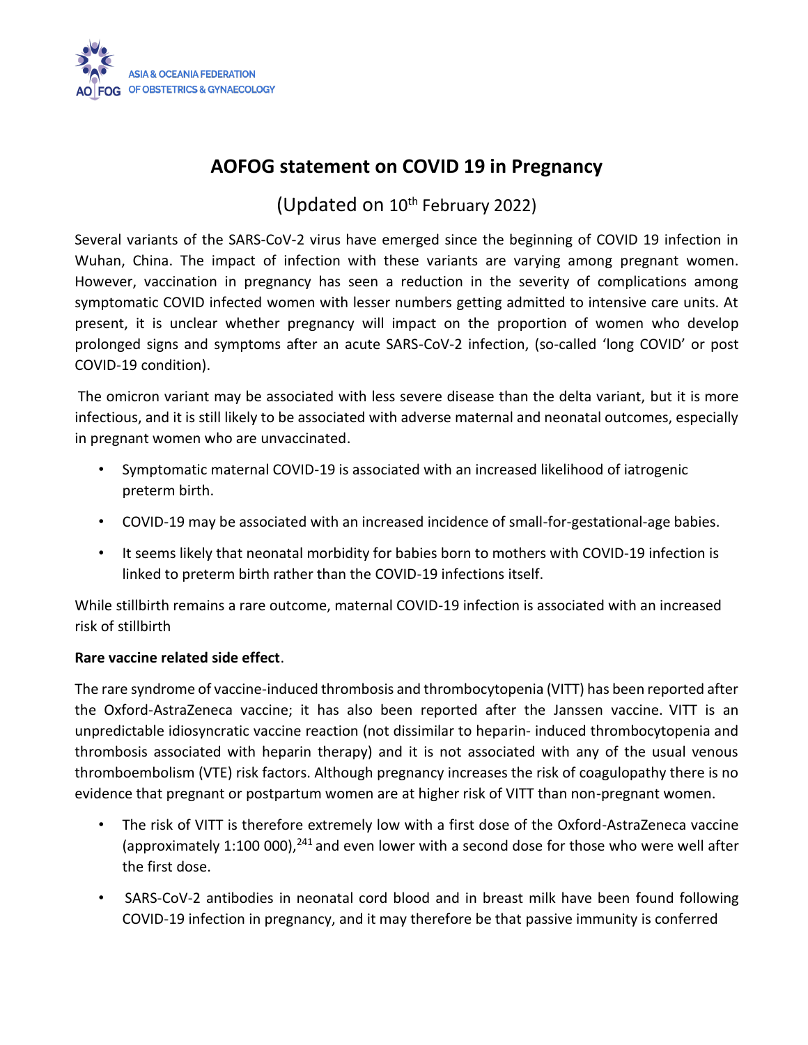# AOFOG statement on COVID 19 in Pregnancy

(Updated on 10th February 2022)

Several variants of the SARS-CoV-2 virus have emerged since the beginning of COVID 19 infection in Wuhan, China. The impact of infection with these variants are varying among pregnant women. However, vaccination in pregnancy has seen a reduction in the severity of complications among symptomatic COVID infected women with lesser numbers getting admitted to intensive care units. At present, it is unclear whether pregnancy will impact on the proportion of women who develop prolonged signs and symptoms after an acute SARS-CoV-2 infection, (so-called 'long COVID' or post COVID-19 condition).

The omicron variant may be associated with less severe disease than the delta variant, but it is more infectious, and it is still likely to be associated with adverse maternal and neonatal outcomes, especially in pregnant women who are unvaccinated.

- Symptomatic maternal COVID-19 is associated with an increased likelihood of iatrogenic preterm birth.
- COVID-19 may be associated with an increased incidence of small-for-gestational-age babies.
- It seems likely that neonatal morbidity for babies born to mothers with COVID-19 infection is linked to preterm birth rather than the COVID-19 infections itself.

While stillbirth remains a rare outcome, maternal COVID-19 infection is associated with an increased risk of stillbirth

**Rare vaccine related side effect**.

The rare syndrome of vaccine-induced thrombosis and thrombocytopenia (VITT) has been reported after the Oxford-AstraZeneca vaccine; it has also been reported after the Janssen vaccine. VITT is an unpredictable idiosyncratic vaccine reaction (not dissimilar to heparin- induced thrombocytopenia and thrombosis associated with heparin therapy) and it is not associated with any of the usual venous thromboembolism (VTE) risk factors. Although pregnancy increases the risk of coagulopathy there is no evidence that pregnant or postpartum women are at higher risk of VITT than non-pregnant women.

- The risk of VITT is therefore extremely low with a first dose of the Oxford-AstraZeneca vaccine (approximately 1:100 000),[241] and even lower with a second dose for those who were well after the first dose.
- SARS-CoV-2 antibodies in neonatal cord blood and in breast milk have been found following COVID-19 infection in pregnancy, and it may therefore be that passive immunity is conferred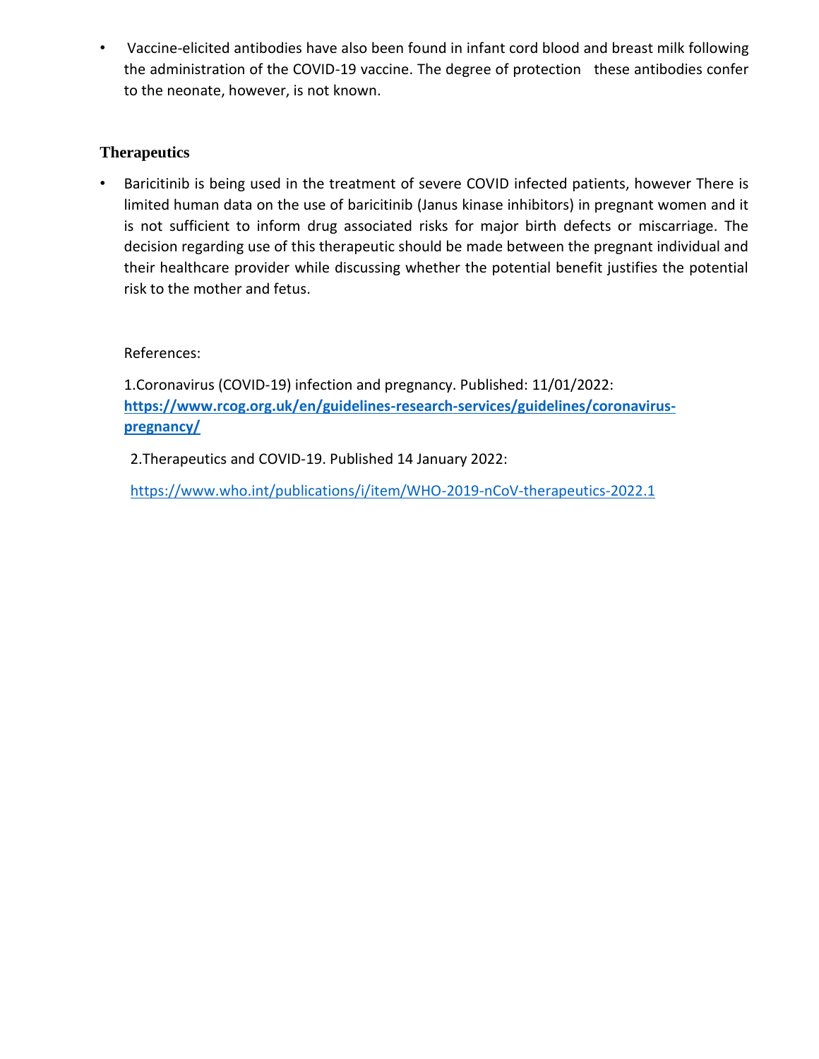- Vaccine-elicited antibodies have also been found in infant cord blood and breast milk following the administration of the COVID-19 vaccine. The degree of protection these antibodies confer to the neonate, however, is not known.

### Therapeutics

- Baricitinib is being used in the treatment of severe COVID infected patients, however There is limited human data on the use of baricitinib (Janus kinase inhibitors) in pregnant women and it is not sufficient to inform drug associated risks for major birth defects or miscarriage. The decision regarding use of this therapeutic should be made between the pregnant individual and their healthcare provider while discussing whether the potential benefit justifies the potential risk to the mother and fetus.

References:

1.Coronavirus (COVID-19) infection and pregnancy. Published: 11/01/2022: **https://www.rcog.org.uk/en/guidelines-research-services/guidelines/coronavirus-pregnancy/**

2.Therapeutics and COVID-19. Published 14 January 2022:

https://www.who.int/publications/i/item/WHO-2019-nCoV-therapeutics-2022.1